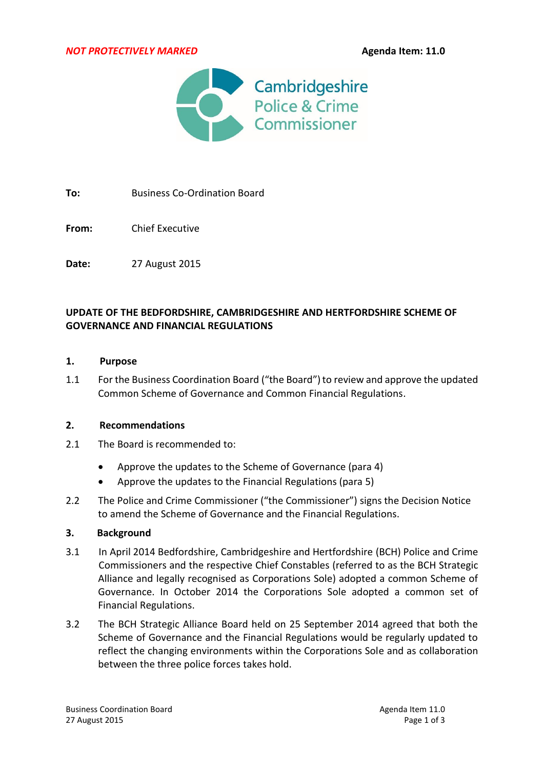*NOT PROTECTIVELY MARKED* **Agenda Item: 11.0**

Cambridgeshire Police & Crime Commissioner

**To:** Business Co-Ordination Board

**From:** Chief Executive

**Date:** 27 August 2015

## UPDATE OF THE BEDFORDSHIRE, CAMBRIDGESHIRE AND HERTFORDSHIRE SCHEME OF GOVERNANCE AND FINANCIAL REGULATIONS

### 1. Purpose

1.1 For the Business Coordination Board ("the Board") to review and approve the updated Common Scheme of Governance and Common Financial Regulations.

### 2. Recommendations

2.1 The Board is recommended to:

- Approve the updates to the Scheme of Governance (para 4)
- Approve the updates to the Financial Regulations (para 5)

2.2 The Police and Crime Commissioner ("the Commissioner") signs the Decision Notice to amend the Scheme of Governance and the Financial Regulations.

### 3. Background

3.1 In April 2014 Bedfordshire, Cambridgeshire and Hertfordshire (BCH) Police and Crime Commissioners and the respective Chief Constables (referred to as the BCH Strategic Alliance and legally recognised as Corporations Sole) adopted a common Scheme of Governance. In October 2014 the Corporations Sole adopted a common set of Financial Regulations.

3.2 The BCH Strategic Alliance Board held on 25 September 2014 agreed that both the Scheme of Governance and the Financial Regulations would be regularly updated to reflect the changing environments within the Corporations Sole and as collaboration between the three police forces takes hold.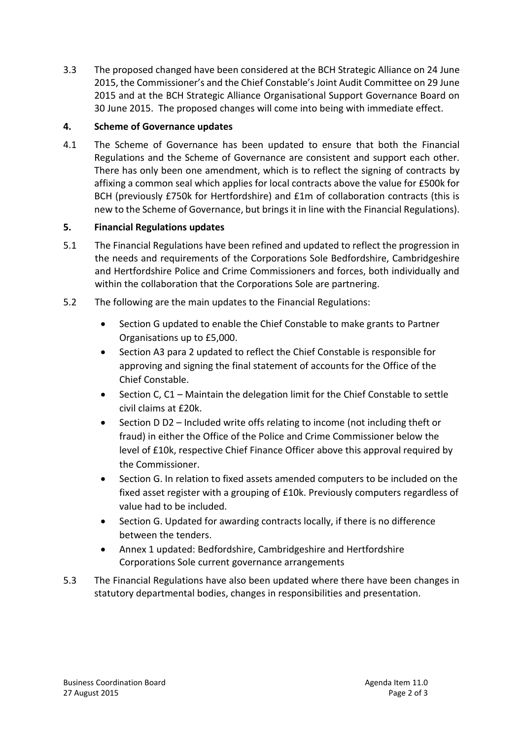3.3 The proposed changed have been considered at the BCH Strategic Alliance on 24 June 2015, the Commissioner's and the Chief Constable's Joint Audit Committee on 29 June 2015 and at the BCH Strategic Alliance Organisational Support Governance Board on 30 June 2015. The proposed changes will come into being with immediate effect.

## 4. Scheme of Governance updates

4.1 The Scheme of Governance has been updated to ensure that both the Financial Regulations and the Scheme of Governance are consistent and support each other. There has only been one amendment, which is to reflect the signing of contracts by affixing a common seal which applies for local contracts above the value for £500k for BCH (previously £750k for Hertfordshire) and £1m of collaboration contracts (this is new to the Scheme of Governance, but brings it in line with the Financial Regulations).

## 5. Financial Regulations updates

5.1 The Financial Regulations have been refined and updated to reflect the progression in the needs and requirements of the Corporations Sole Bedfordshire, Cambridgeshire and Hertfordshire Police and Crime Commissioners and forces, both individually and within the collaboration that the Corporations Sole are partnering.

5.2 The following are the main updates to the Financial Regulations:

- Section G updated to enable the Chief Constable to make grants to Partner Organisations up to £5,000.
- Section A3 para 2 updated to reflect the Chief Constable is responsible for approving and signing the final statement of accounts for the Office of the Chief Constable.
- Section C, C1 – Maintain the delegation limit for the Chief Constable to settle civil claims at £20k.
- Section D D2 – Included write offs relating to income (not including theft or fraud) in either the Office of the Police and Crime Commissioner below the level of £10k, respective Chief Finance Officer above this approval required by the Commissioner.
- Section G. In relation to fixed assets amended computers to be included on the fixed asset register with a grouping of £10k. Previously computers regardless of value had to be included.
- Section G. Updated for awarding contracts locally, if there is no difference between the tenders.
- Annex 1 updated: Bedfordshire, Cambridgeshire and Hertfordshire Corporations Sole current governance arrangements

5.3 The Financial Regulations have also been updated where there have been changes in statutory departmental bodies, changes in responsibilities and presentation.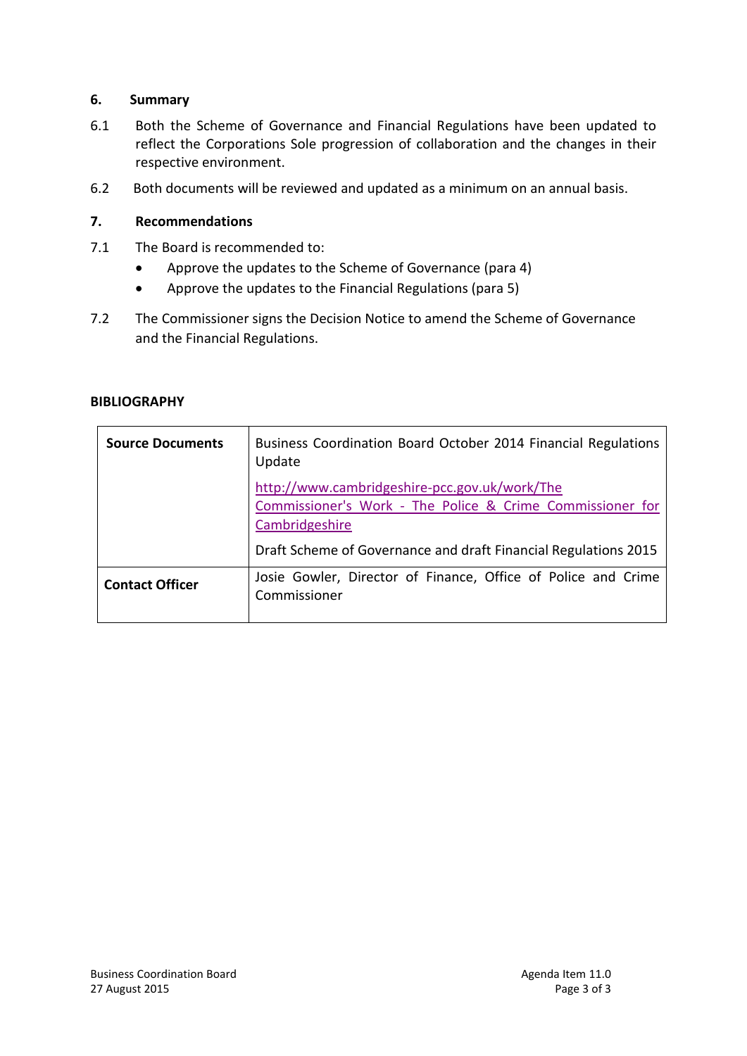## 6. Summary

6.1 Both the Scheme of Governance and Financial Regulations have been updated to reflect the Corporations Sole progression of collaboration and the changes in their respective environment.

6.2 Both documents will be reviewed and updated as a minimum on an annual basis.

## 7. Recommendations

7.1 The Board is recommended to:

- Approve the updates to the Scheme of Governance (para 4)
- Approve the updates to the Financial Regulations (para 5)

7.2 The Commissioner signs the Decision Notice to amend the Scheme of Governance and the Financial Regulations.

**BIBLIOGRAPHY**

| | |
|---|---|
| **Source Documents** | Business Coordination Board October 2014 Financial Regulations Update<br><br>http://www.cambridgeshire-pcc.gov.uk/work/The Commissioner's Work - The Police & Crime Commissioner for Cambridgeshire<br><br>Draft Scheme of Governance and draft Financial Regulations 2015 |
| **Contact Officer** | Josie Gowler, Director of Finance, Office of Police and Crime Commissioner |